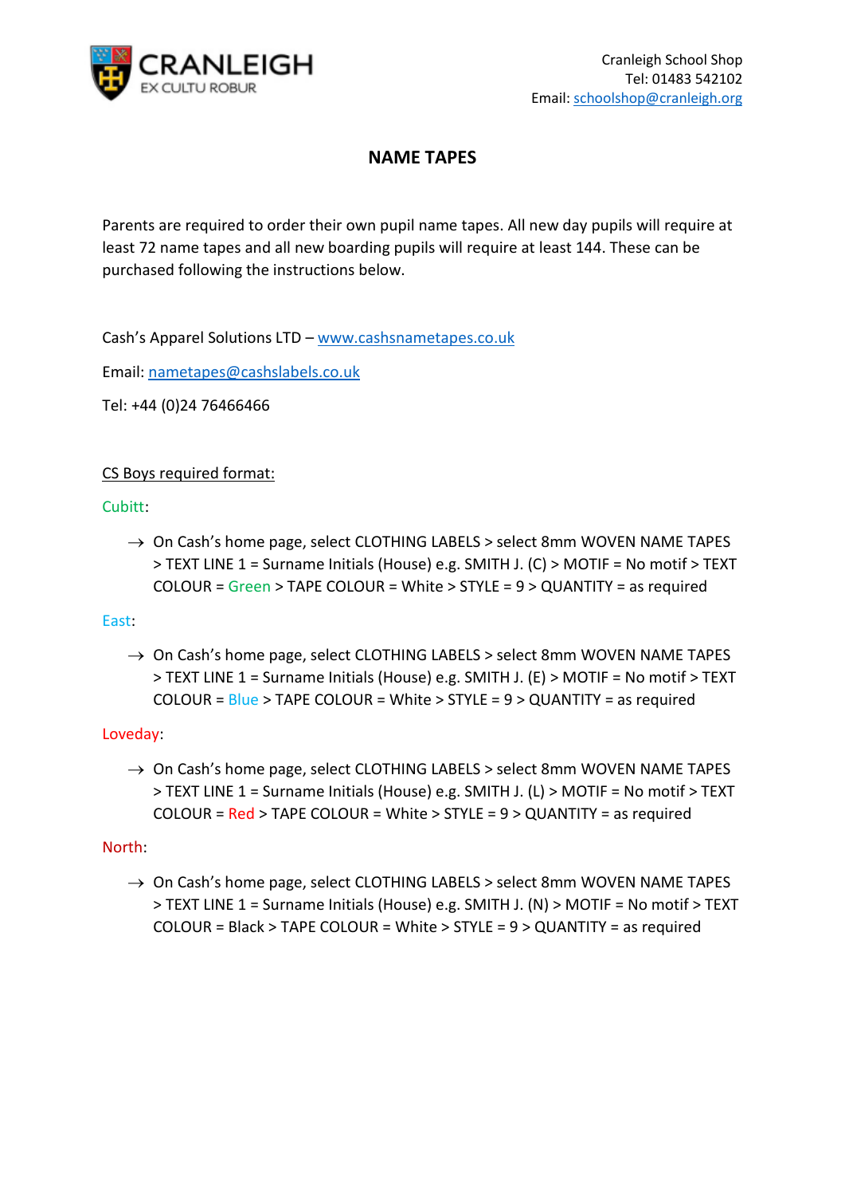CRANLEIGH

EX CULTU ROBUR

Cranleigh School Shop
Tel: 01483 542102
Email: schoolshop@cranleigh.org

# NAME TAPES

Parents are required to order their own pupil name tapes. All new day pupils will require at least 72 name tapes and all new boarding pupils will require at least 144. These can be purchased following the instructions below.

Cash's Apparel Solutions LTD – www.cashsnametapes.co.uk

Email: nametapes@cashslabels.co.uk

Tel: +44 (0)24 76466466

CS Boys required format:

Cubitt:

→ On Cash's home page, select CLOTHING LABELS > select 8mm WOVEN NAME TAPES > TEXT LINE 1 = Surname Initials (House) e.g. SMITH J. (C) > MOTIF = No motif > TEXT COLOUR = Green > TAPE COLOUR = White > STYLE = 9 > QUANTITY = as required

East:

→ On Cash's home page, select CLOTHING LABELS > select 8mm WOVEN NAME TAPES > TEXT LINE 1 = Surname Initials (House) e.g. SMITH J. (E) > MOTIF = No motif > TEXT COLOUR = Blue > TAPE COLOUR = White > STYLE = 9 > QUANTITY = as required

Loveday:

→ On Cash's home page, select CLOTHING LABELS > select 8mm WOVEN NAME TAPES > TEXT LINE 1 = Surname Initials (House) e.g. SMITH J. (L) > MOTIF = No motif > TEXT COLOUR = Red > TAPE COLOUR = White > STYLE = 9 > QUANTITY = as required

North:

→ On Cash's home page, select CLOTHING LABELS > select 8mm WOVEN NAME TAPES > TEXT LINE 1 = Surname Initials (House) e.g. SMITH J. (N) > MOTIF = No motif > TEXT COLOUR = Black > TAPE COLOUR = White > STYLE = 9 > QUANTITY = as required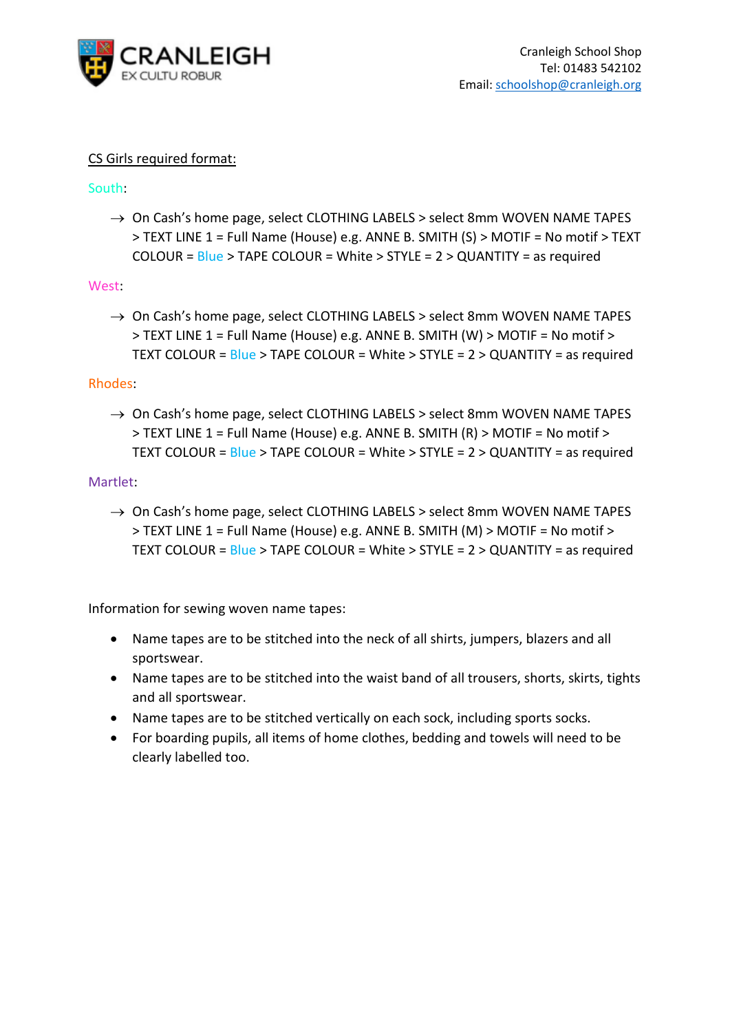CRANLEIGH
EX CULTU ROBUR

Cranleigh School Shop
Tel: 01483 542102
Email: schoolshop@cranleigh.org

CS Girls required format:

South:

→ On Cash's home page, select CLOTHING LABELS > select 8mm WOVEN NAME TAPES > TEXT LINE 1 = Full Name (House) e.g. ANNE B. SMITH (S) > MOTIF = No motif > TEXT COLOUR = Blue > TAPE COLOUR = White > STYLE = 2 > QUANTITY = as required

West:

→ On Cash's home page, select CLOTHING LABELS > select 8mm WOVEN NAME TAPES > TEXT LINE 1 = Full Name (House) e.g. ANNE B. SMITH (W) > MOTIF = No motif > TEXT COLOUR = Blue > TAPE COLOUR = White > STYLE = 2 > QUANTITY = as required

Rhodes:

→ On Cash's home page, select CLOTHING LABELS > select 8mm WOVEN NAME TAPES > TEXT LINE 1 = Full Name (House) e.g. ANNE B. SMITH (R) > MOTIF = No motif > TEXT COLOUR = Blue > TAPE COLOUR = White > STYLE = 2 > QUANTITY = as required

Martlet:

→ On Cash's home page, select CLOTHING LABELS > select 8mm WOVEN NAME TAPES > TEXT LINE 1 = Full Name (House) e.g. ANNE B. SMITH (M) > MOTIF = No motif > TEXT COLOUR = Blue > TAPE COLOUR = White > STYLE = 2 > QUANTITY = as required

Information for sewing woven name tapes:

- Name tapes are to be stitched into the neck of all shirts, jumpers, blazers and all sportswear.
- Name tapes are to be stitched into the waist band of all trousers, shorts, skirts, tights and all sportswear.
- Name tapes are to be stitched vertically on each sock, including sports socks.
- For boarding pupils, all items of home clothes, bedding and towels will need to be clearly labelled too.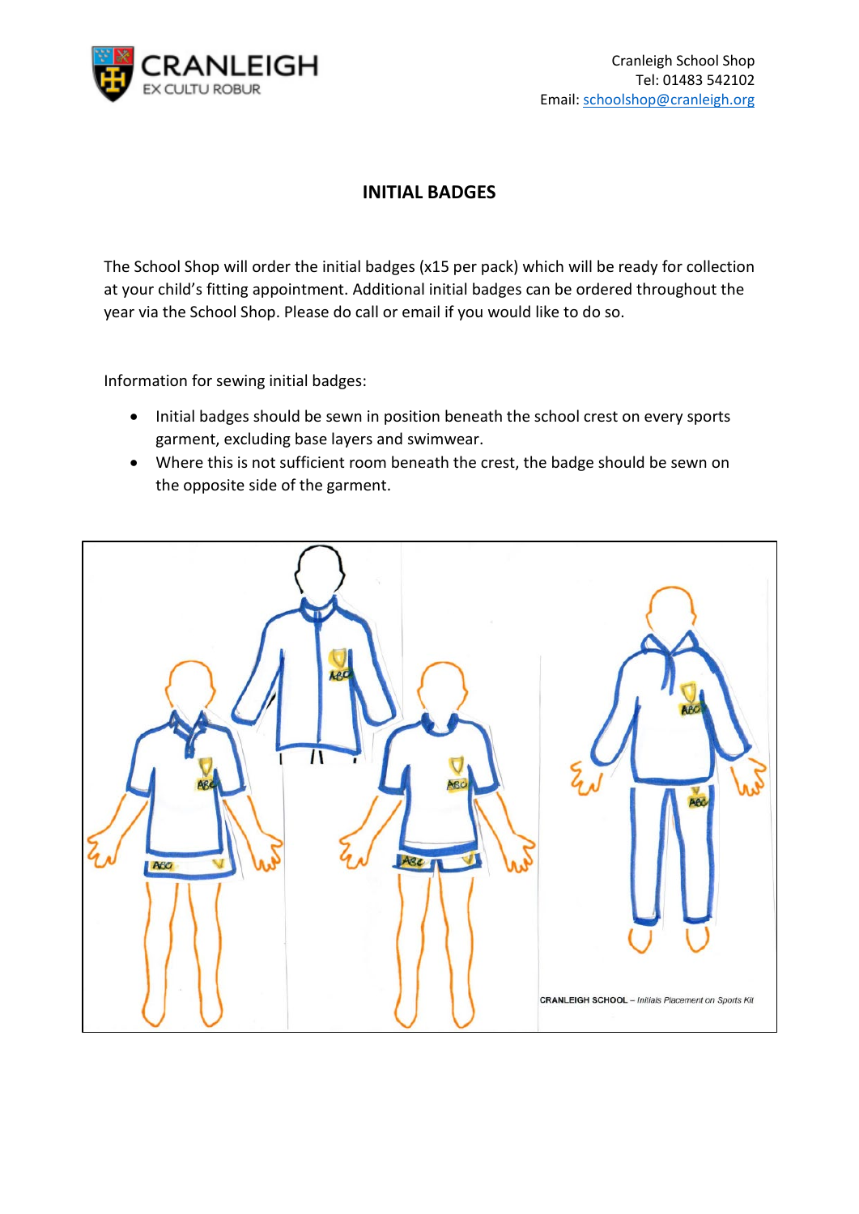Cranleigh School Shop
Tel: 01483 542102
Email: schoolshop@cranleigh.org

## INITIAL BADGES

The School Shop will order the initial badges (x15 per pack) which will be ready for collection at your child's fitting appointment. Additional initial badges can be ordered throughout the year via the School Shop. Please do call or email if you would like to do so.

Information for sewing initial badges:

- Initial badges should be sewn in position beneath the school crest on every sports garment, excluding base layers and swimwear.
- Where this is not sufficient room beneath the crest, the badge should be sewn on the opposite side of the garment.

ABC

ABC

ABC

ABC

ABC

ABC

ABC

CRANLEIGH SCHOOL – *Initials Placement on Sports Kit*